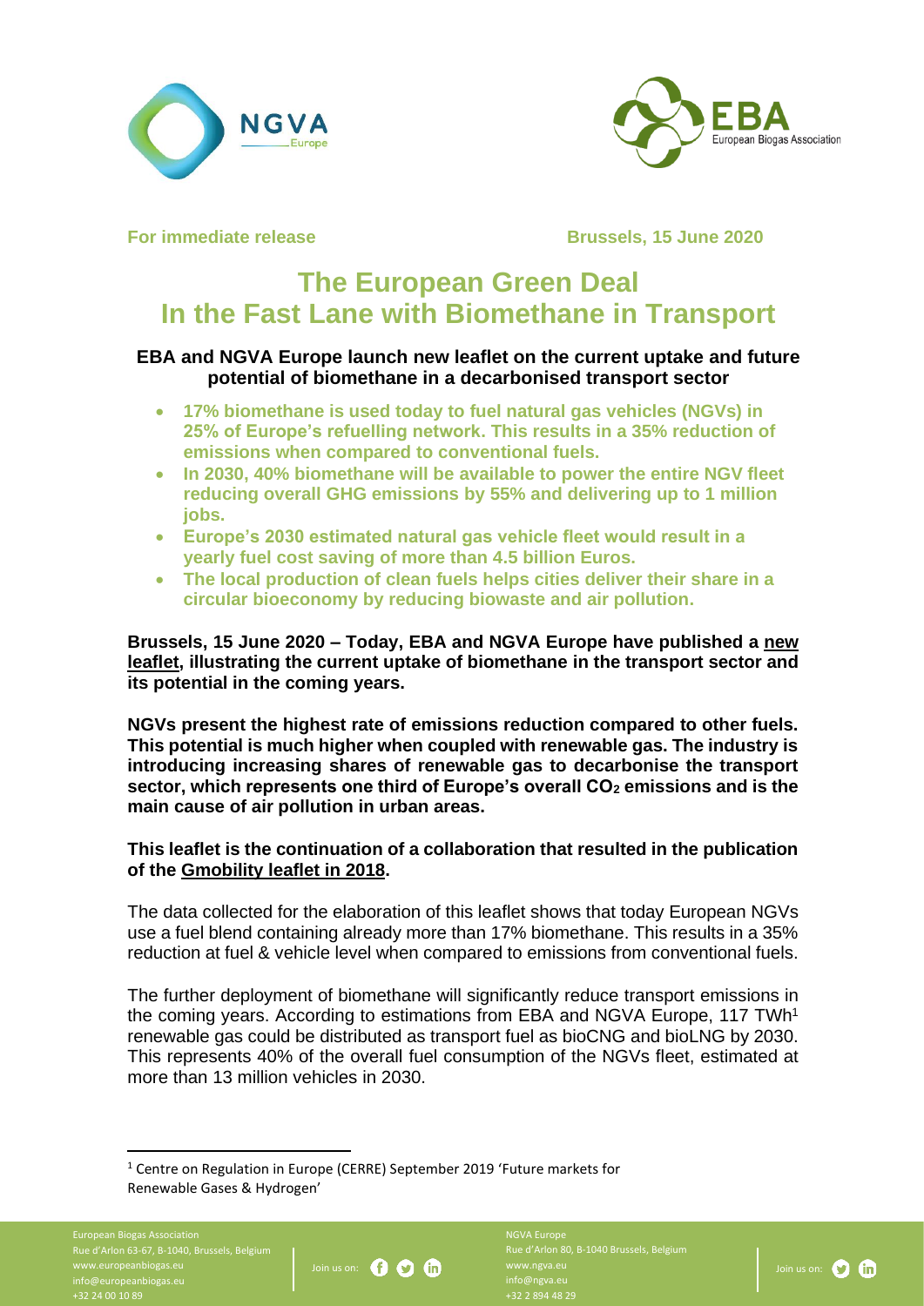**For immediate release** **Brussels, 15 June 2020**

# The European Green Deal
# In the Fast Lane with Biomethane in Transport

### EBA and NGVA Europe launch new leaflet on the current uptake and future potential of biomethane in a decarbonised transport sector

- **17% biomethane is used today to fuel natural gas vehicles (NGVs) in 25% of Europe's refuelling network. This results in a 35% reduction of emissions when compared to conventional fuels.**
- **In 2030, 40% biomethane will be available to power the entire NGV fleet reducing overall GHG emissions by 55% and delivering up to 1 million jobs.**
- **Europe's 2030 estimated natural gas vehicle fleet would result in a yearly fuel cost saving of more than 4.5 billion Euros.**
- **The local production of clean fuels helps cities deliver their share in a circular bioeconomy by reducing biowaste and air pollution.**

**Brussels, 15 June 2020 – Today, EBA and NGVA Europe have published a new leaflet, illustrating the current uptake of biomethane in the transport sector and its potential in the coming years.**

**NGVs present the highest rate of emissions reduction compared to other fuels. This potential is much higher when coupled with renewable gas. The industry is introducing increasing shares of renewable gas to decarbonise the transport sector, which represents one third of Europe's overall $CO_2$ emissions and is the main cause of air pollution in urban areas.**

**This leaflet is the continuation of a collaboration that resulted in the publication of the Gmobility leaflet in 2018.**

The data collected for the elaboration of this leaflet shows that today European NGVs use a fuel blend containing already more than 17% biomethane. This results in a 35% reduction at fuel & vehicle level when compared to emissions from conventional fuels.

The further deployment of biomethane will significantly reduce transport emissions in the coming years. According to estimations from EBA and NGVA Europe, 117 TWh[1] renewable gas could be distributed as transport fuel as bioCNG and bioLNG by 2030. This represents 40% of the overall fuel consumption of the NGVs fleet, estimated at more than 13 million vehicles in 2030.

[1] Centre on Regulation in Europe (CERRE) September 2019 'Future markets for Renewable Gases & Hydrogen'

European Biogas Association
Rue d'Arlon 63-67, B-1040, Brussels, Belgium
www.europeanbiogas.eu
info@europeanbiogas.eu
+32 24 00 10 89

NGVA Europe
Rue d'Arlon 80, B-1040 Brussels, Belgium
www.ngva.eu
info@ngva.eu
+32 2 894 48 29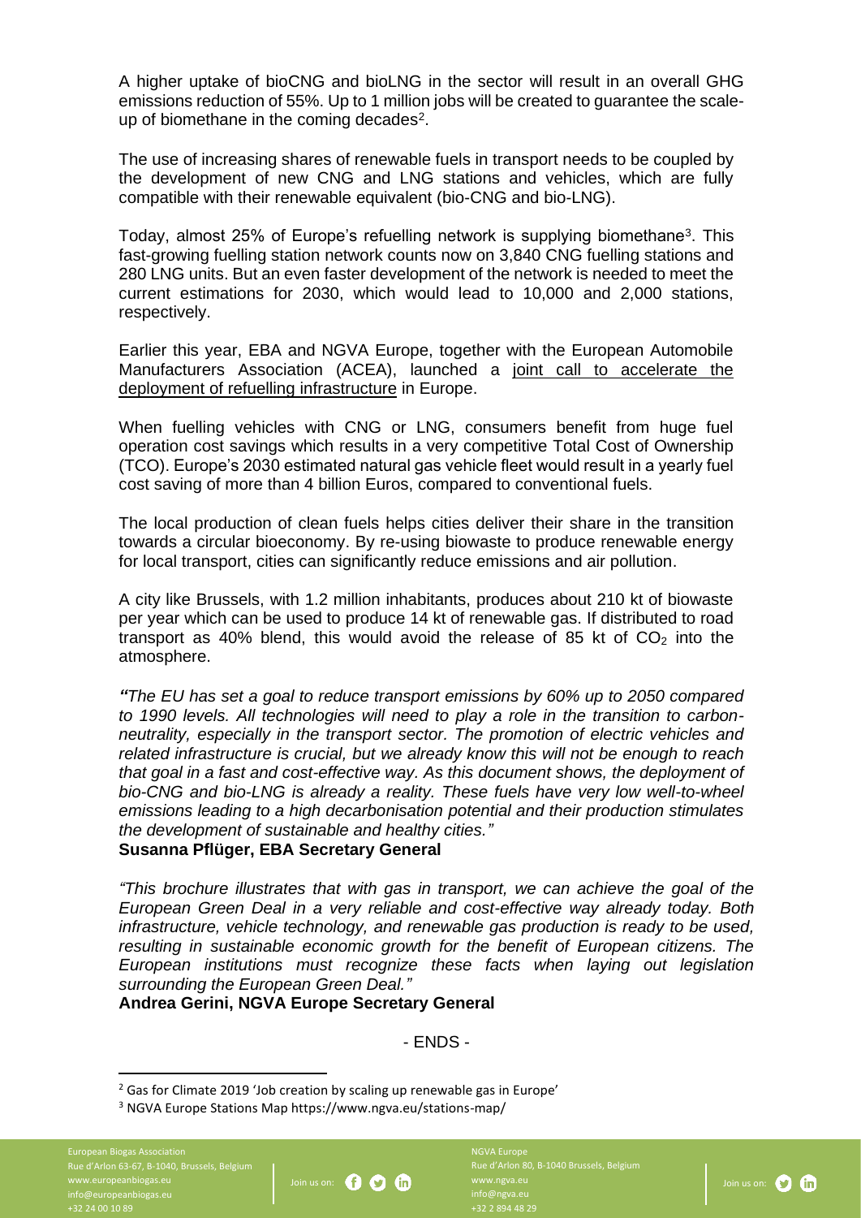A higher uptake of bioCNG and bioLNG in the sector will result in an overall GHG emissions reduction of 55%. Up to 1 million jobs will be created to guarantee the scale-up of biomethane in the coming decades[2].

The use of increasing shares of renewable fuels in transport needs to be coupled by the development of new CNG and LNG stations and vehicles, which are fully compatible with their renewable equivalent (bio-CNG and bio-LNG).

Today, almost 25% of Europe's refuelling network is supplying biomethane[3]. This fast-growing fuelling station network counts now on 3,840 CNG fuelling stations and 280 LNG units. But an even faster development of the network is needed to meet the current estimations for 2030, which would lead to 10,000 and 2,000 stations, respectively.

Earlier this year, EBA and NGVA Europe, together with the European Automobile Manufacturers Association (ACEA), launched a joint call to accelerate the deployment of refuelling infrastructure in Europe.

When fuelling vehicles with CNG or LNG, consumers benefit from huge fuel operation cost savings which results in a very competitive Total Cost of Ownership (TCO). Europe's 2030 estimated natural gas vehicle fleet would result in a yearly fuel cost saving of more than 4 billion Euros, compared to conventional fuels.

The local production of clean fuels helps cities deliver their share in the transition towards a circular bioeconomy. By re-using biowaste to produce renewable energy for local transport, cities can significantly reduce emissions and air pollution.

A city like Brussels, with 1.2 million inhabitants, produces about 210 kt of biowaste per year which can be used to produce 14 kt of renewable gas. If distributed to road transport as 40% blend, this would avoid the release of 85 kt of $CO_2$ into the atmosphere.

*"The EU has set a goal to reduce transport emissions by 60% up to 2050 compared to 1990 levels. All technologies will need to play a role in the transition to carbon-neutrality, especially in the transport sector. The promotion of electric vehicles and related infrastructure is crucial, but we already know this will not be enough to reach that goal in a fast and cost-effective way. As this document shows, the deployment of bio-CNG and bio-LNG is already a reality. These fuels have very low well-to-wheel emissions leading to a high decarbonisation potential and their production stimulates the development of sustainable and healthy cities."*

**Susanna Pflüger, EBA Secretary General**

*"This brochure illustrates that with gas in transport, we can achieve the goal of the European Green Deal in a very reliable and cost-effective way already today. Both infrastructure, vehicle technology, and renewable gas production is ready to be used, resulting in sustainable economic growth for the benefit of European citizens. The European institutions must recognize these facts when laying out legislation surrounding the European Green Deal."*

**Andrea Gerini, NGVA Europe Secretary General**

- ENDS -

[2] Gas for Climate 2019 'Job creation by scaling up renewable gas in Europe'

[3] NGVA Europe Stations Map https://www.ngva.eu/stations-map/

European Biogas Association
Rue d'Arlon 63-67, B-1040, Brussels, Belgium
www.europeanbiogas.eu
info@europeanbiogas.eu
+32 24 00 10 89

Join us on:

NGVA Europe
Rue d'Arlon 80, B-1040 Brussels, Belgium
www.ngva.eu
info@ngva.eu
+32 2 894 48 29

Join us on: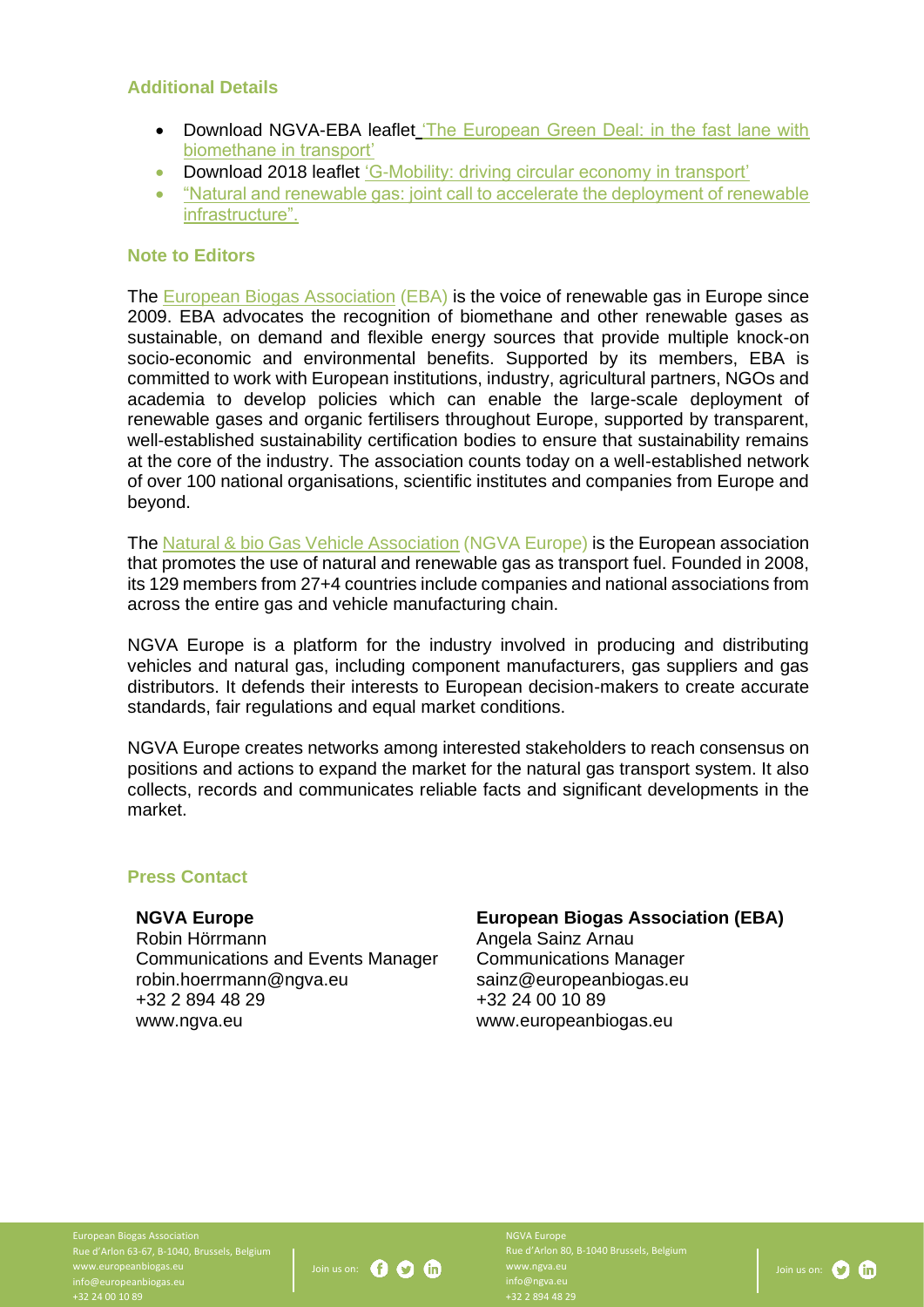## Additional Details

- Download NGVA-EBA leaflet 'The European Green Deal: in the fast lane with biomethane in transport'
- Download 2018 leaflet 'G-Mobility: driving circular economy in transport'
- "Natural and renewable gas: joint call to accelerate the deployment of renewable infrastructure".

## Note to Editors

The European Biogas Association (EBA) is the voice of renewable gas in Europe since 2009. EBA advocates the recognition of biomethane and other renewable gases as sustainable, on demand and flexible energy sources that provide multiple knock-on socio-economic and environmental benefits. Supported by its members, EBA is committed to work with European institutions, industry, agricultural partners, NGOs and academia to develop policies which can enable the large-scale deployment of renewable gases and organic fertilisers throughout Europe, supported by transparent, well-established sustainability certification bodies to ensure that sustainability remains at the core of the industry. The association counts today on a well-established network of over 100 national organisations, scientific institutes and companies from Europe and beyond.

The Natural & bio Gas Vehicle Association (NGVA Europe) is the European association that promotes the use of natural and renewable gas as transport fuel. Founded in 2008, its 129 members from 27+4 countries include companies and national associations from across the entire gas and vehicle manufacturing chain.

NGVA Europe is a platform for the industry involved in producing and distributing vehicles and natural gas, including component manufacturers, gas suppliers and gas distributors. It defends their interests to European decision-makers to create accurate standards, fair regulations and equal market conditions.

NGVA Europe creates networks among interested stakeholders to reach consensus on positions and actions to expand the market for the natural gas transport system. It also collects, records and communicates reliable facts and significant developments in the market.

## Press Contact

**NGVA Europe**
Robin Hörrmann
Communications and Events Manager
robin.hoerrmann@ngva.eu
+32 2 894 48 29
www.ngva.eu

**European Biogas Association (EBA)**
Angela Sainz Arnau
Communications Manager
sainz@europeanbiogas.eu
+32 24 00 10 89
www.europeanbiogas.eu

European Biogas Association
Rue d'Arlon 63-67, B-1040, Brussels, Belgium
www.europeanbiogas.eu
info@europeanbiogas.eu
+32 24 00 10 89

Join us on:

NGVA Europe
Rue d'Arlon 80, B-1040 Brussels, Belgium
www.ngva.eu
info@ngva.eu
+32 2 894 48 29

Join us on: